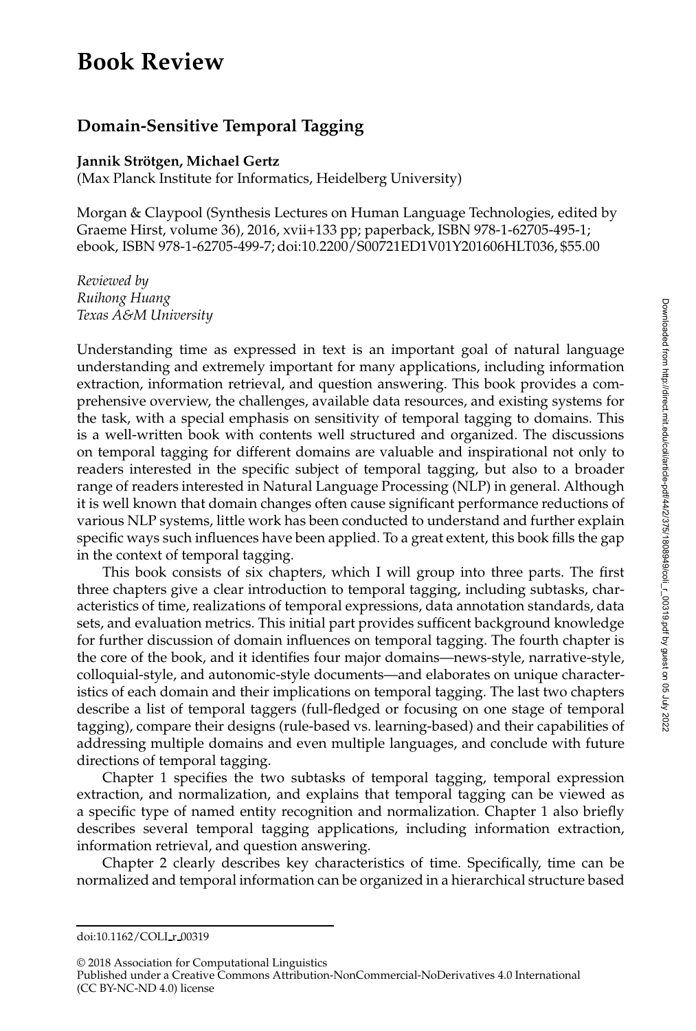# Book Review

## Domain-Sensitive Temporal Tagging

**Jannik Strötgen, Michael Gertz**
(Max Planck Institute for Informatics, Heidelberg University)

Morgan & Claypool (Synthesis Lectures on Human Language Technologies, edited by Graeme Hirst, volume 36), 2016, xvii+133 pp; paperback, ISBN 978-1-62705-495-1; ebook, ISBN 978-1-62705-499-7; doi:10.2200/S00721ED1V01Y201606HLT036, $55.00

*Reviewed by*
*Ruihong Huang*
*Texas A&M University*

Understanding time as expressed in text is an important goal of natural language understanding and extremely important for many applications, including information extraction, information retrieval, and question answering. This book provides a comprehensive overview, the challenges, available data resources, and existing systems for the task, with a special emphasis on sensitivity of temporal tagging to domains. This is a well-written book with contents well structured and organized. The discussions on temporal tagging for different domains are valuable and inspirational not only to readers interested in the specific subject of temporal tagging, but also to a broader range of readers interested in Natural Language Processing (NLP) in general. Although it is well known that domain changes often cause significant performance reductions of various NLP systems, little work has been conducted to understand and further explain specific ways such influences have been applied. To a great extent, this book fills the gap in the context of temporal tagging.

This book consists of six chapters, which I will group into three parts. The first three chapters give a clear introduction to temporal tagging, including subtasks, characteristics of time, realizations of temporal expressions, data annotation standards, data sets, and evaluation metrics. This initial part provides sufficent background knowledge for further discussion of domain influences on temporal tagging. The fourth chapter is the core of the book, and it identifies four major domains—news-style, narrative-style, colloquial-style, and autonomic-style documents—and elaborates on unique characteristics of each domain and their implications on temporal tagging. The last two chapters describe a list of temporal taggers (full-fledged or focusing on one stage of temporal tagging), compare their designs (rule-based vs. learning-based) and their capabilities of addressing multiple domains and even multiple languages, and conclude with future directions of temporal tagging.

Chapter 1 specifies the two subtasks of temporal tagging, temporal expression extraction, and normalization, and explains that temporal tagging can be viewed as a specific type of named entity recognition and normalization. Chapter 1 also briefly describes several temporal tagging applications, including information extraction, information retrieval, and question answering.

Chapter 2 clearly describes key characteristics of time. Specifically, time can be normalized and temporal information can be organized in a hierarchical structure based

doi:10.1162/COLI_r_00319

© 2018 Association for Computational Linguistics
Published under a Creative Commons Attribution-NonCommercial-NoDerivatives 4.0 International (CC BY-NC-ND 4.0) license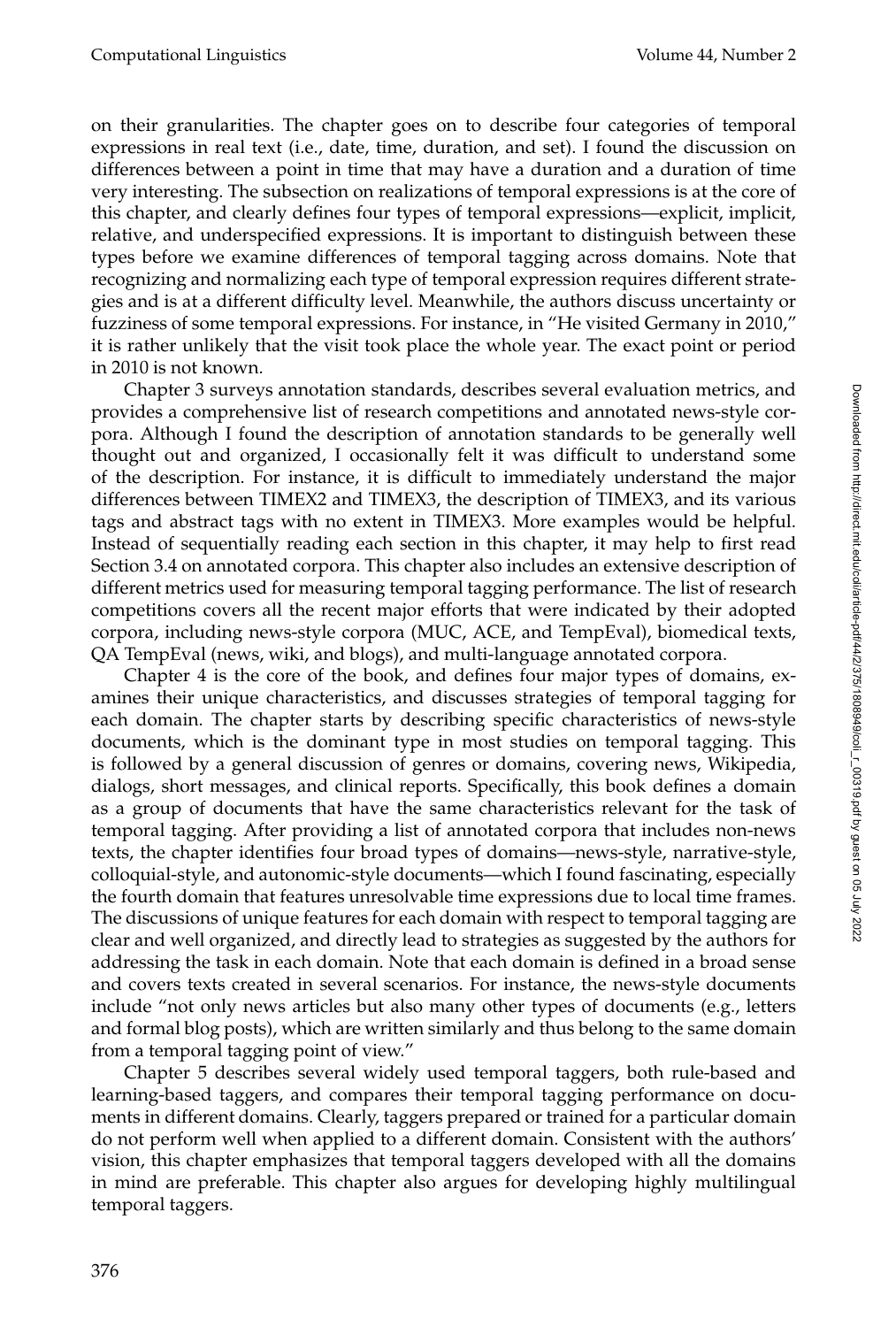on their granularities. The chapter goes on to describe four categories of temporal expressions in real text (i.e., date, time, duration, and set). I found the discussion on differences between a point in time that may have a duration and a duration of time very interesting. The subsection on realizations of temporal expressions is at the core of this chapter, and clearly defines four types of temporal expressions—explicit, implicit, relative, and underspecified expressions. It is important to distinguish between these types before we examine differences of temporal tagging across domains. Note that recognizing and normalizing each type of temporal expression requires different strategies and is at a different difficulty level. Meanwhile, the authors discuss uncertainty or fuzziness of some temporal expressions. For instance, in "He visited Germany in 2010," it is rather unlikely that the visit took place the whole year. The exact point or period in 2010 is not known.

Chapter 3 surveys annotation standards, describes several evaluation metrics, and provides a comprehensive list of research competitions and annotated news-style corpora. Although I found the description of annotation standards to be generally well thought out and organized, I occasionally felt it was difficult to understand some of the description. For instance, it is difficult to immediately understand the major differences between TIMEX2 and TIMEX3, the description of TIMEX3, and its various tags and abstract tags with no extent in TIMEX3. More examples would be helpful. Instead of sequentially reading each section in this chapter, it may help to first read Section 3.4 on annotated corpora. This chapter also includes an extensive description of different metrics used for measuring temporal tagging performance. The list of research competitions covers all the recent major efforts that were indicated by their adopted corpora, including news-style corpora (MUC, ACE, and TempEval), biomedical texts, QA TempEval (news, wiki, and blogs), and multi-language annotated corpora.

Chapter 4 is the core of the book, and defines four major types of domains, examines their unique characteristics, and discusses strategies of temporal tagging for each domain. The chapter starts by describing specific characteristics of news-style documents, which is the dominant type in most studies on temporal tagging. This is followed by a general discussion of genres or domains, covering news, Wikipedia, dialogs, short messages, and clinical reports. Specifically, this book defines a domain as a group of documents that have the same characteristics relevant for the task of temporal tagging. After providing a list of annotated corpora that includes non-news texts, the chapter identifies four broad types of domains—news-style, narrative-style, colloquial-style, and autonomic-style documents—which I found fascinating, especially the fourth domain that features unresolvable time expressions due to local time frames. The discussions of unique features for each domain with respect to temporal tagging are clear and well organized, and directly lead to strategies as suggested by the authors for addressing the task in each domain. Note that each domain is defined in a broad sense and covers texts created in several scenarios. For instance, the news-style documents include "not only news articles but also many other types of documents (e.g., letters and formal blog posts), which are written similarly and thus belong to the same domain from a temporal tagging point of view."

Chapter 5 describes several widely used temporal taggers, both rule-based and learning-based taggers, and compares their temporal tagging performance on documents in different domains. Clearly, taggers prepared or trained for a particular domain do not perform well when applied to a different domain. Consistent with the authors' vision, this chapter emphasizes that temporal taggers developed with all the domains in mind are preferable. This chapter also argues for developing highly multilingual temporal taggers.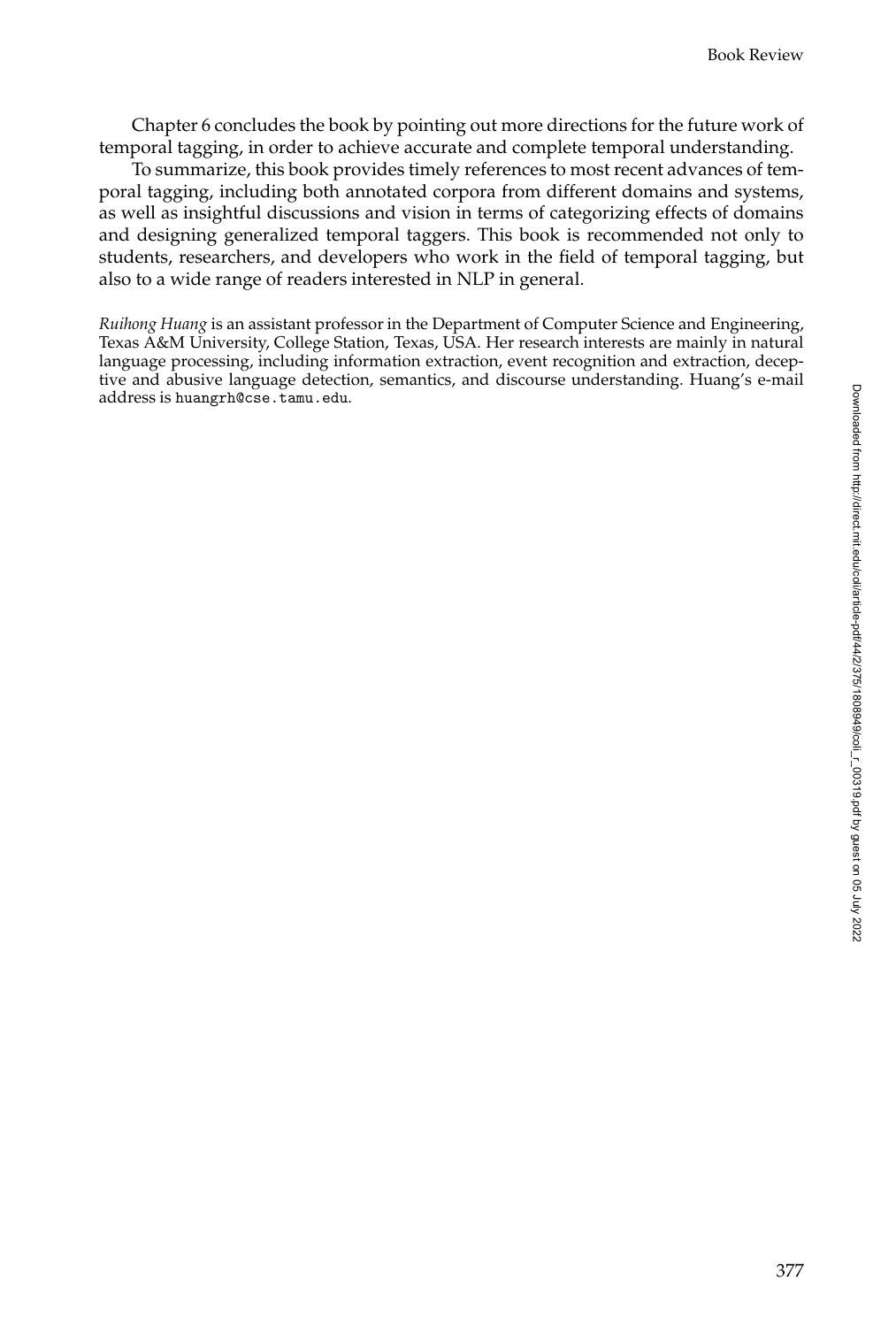Chapter 6 concludes the book by pointing out more directions for the future work of temporal tagging, in order to achieve accurate and complete temporal understanding.

To summarize, this book provides timely references to most recent advances of temporal tagging, including both annotated corpora from different domains and systems, as well as insightful discussions and vision in terms of categorizing effects of domains and designing generalized temporal taggers. This book is recommended not only to students, researchers, and developers who work in the field of temporal tagging, but also to a wide range of readers interested in NLP in general.

*Ruihong Huang* is an assistant professor in the Department of Computer Science and Engineering, Texas A&M University, College Station, Texas, USA. Her research interests are mainly in natural language processing, including information extraction, event recognition and extraction, deceptive and abusive language detection, semantics, and discourse understanding. Huang's e-mail address is `huangrh@cse.tamu.edu`.